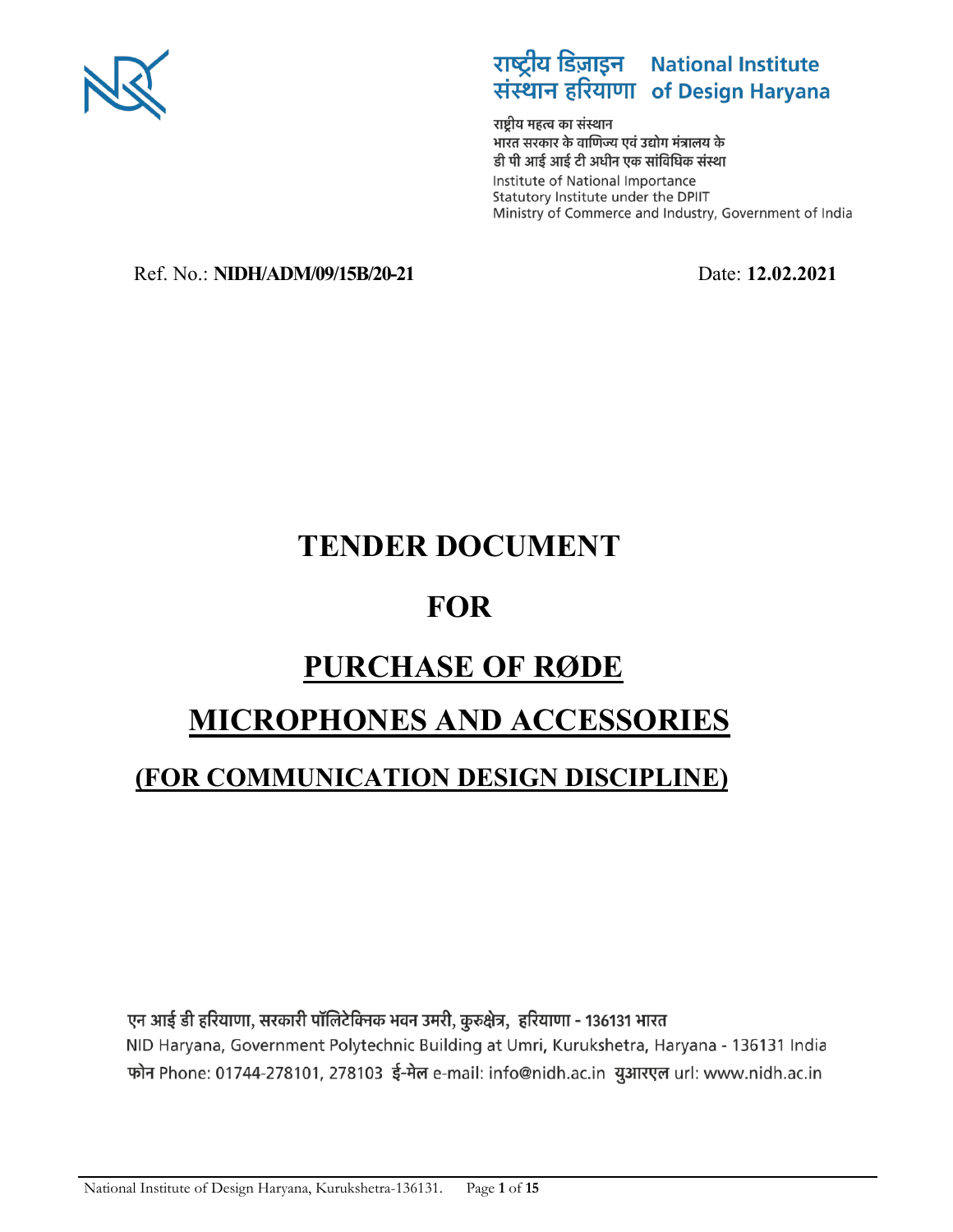राष्ट्रीय डिज़ाइन संस्थान हरियाणा National Institute of Design Haryana

राष्ट्रीय महत्व का संस्थान
भारत सरकार के वाणिज्य एवं उद्योग मंत्रालय के
डी पी आई आई टी अधीन एक सांविधिक संस्था
Institute of National Importance
Statutory Institute under the DPIIT
Ministry of Commerce and Industry, Government of India

Ref. No.: **NIDH/ADM/09/15B/20-21** Date: **12.02.2021**

# TENDER DOCUMENT

# FOR

# PURCHASE OF RØDE MICROPHONES AND ACCESSORIES

## (FOR COMMUNICATION DESIGN DISCIPLINE)

एन आई डी हरियाणा, सरकारी पॉलिटेक्निक भवन उमरी, कुरुक्षेत्र, हरियाणा - 136131 भारत
NID Haryana, Government Polytechnic Building at Umri, Kurukshetra, Haryana - 136131 India
फोन Phone: 01744-278101, 278103 ई-मेल e-mail: info@nidh.ac.in युआरएल url: www.nidh.ac.in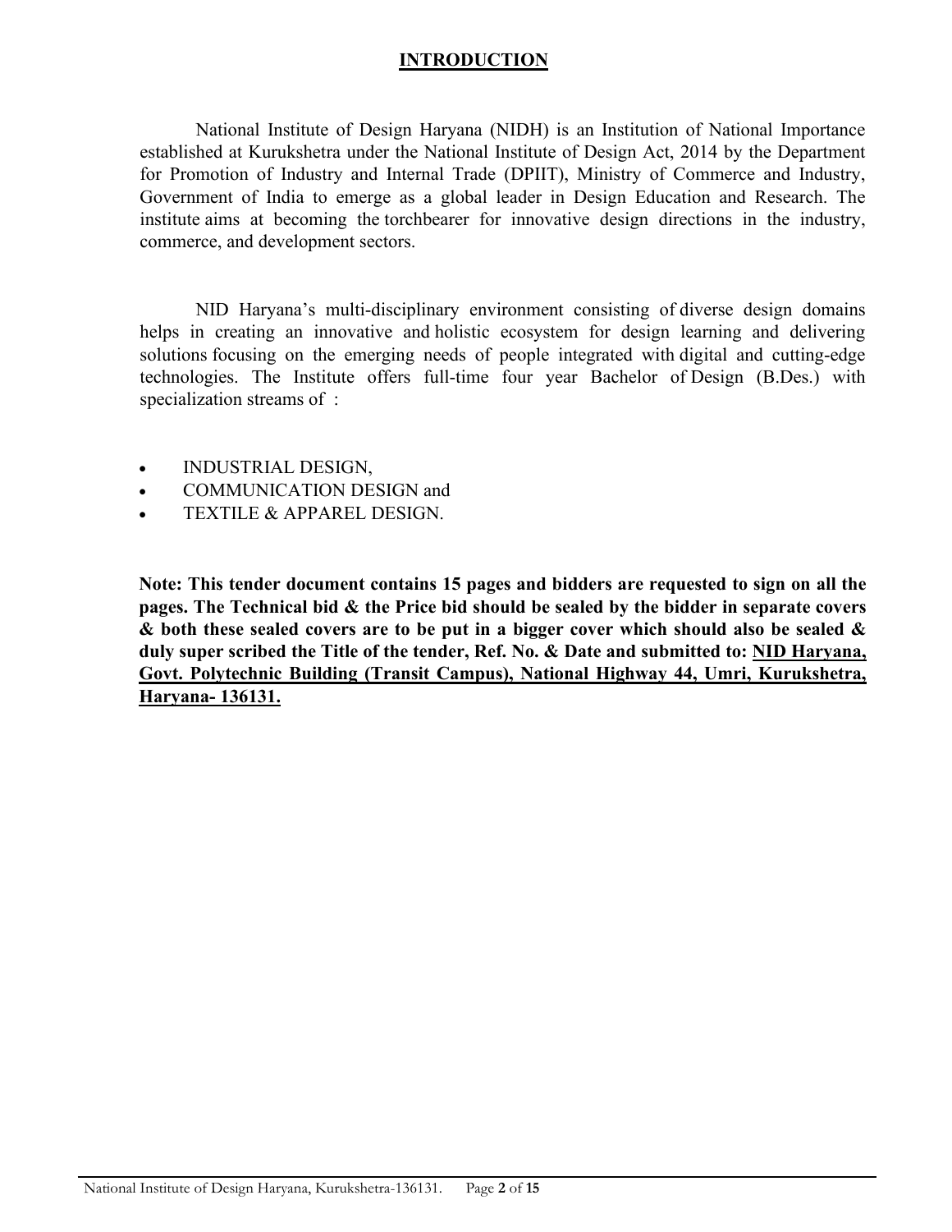## INTRODUCTION

National Institute of Design Haryana (NIDH) is an Institution of National Importance established at Kurukshetra under the National Institute of Design Act, 2014 by the Department for Promotion of Industry and Internal Trade (DPIIT), Ministry of Commerce and Industry, Government of India to emerge as a global leader in Design Education and Research. The institute aims at becoming the torchbearer for innovative design directions in the industry, commerce, and development sectors.

NID Haryana's multi-disciplinary environment consisting of diverse design domains helps in creating an innovative and holistic ecosystem for design learning and delivering solutions focusing on the emerging needs of people integrated with digital and cutting-edge technologies. The Institute offers full-time four year Bachelor of Design (B.Des.) with specialization streams of :

- INDUSTRIAL DESIGN,
- COMMUNICATION DESIGN and
- TEXTILE & APPAREL DESIGN.

**Note: This tender document contains 15 pages and bidders are requested to sign on all the pages. The Technical bid & the Price bid should be sealed by the bidder in separate covers & both these sealed covers are to be put in a bigger cover which should also be sealed & duly super scribed the Title of the tender, Ref. No. & Date and submitted to: NID Haryana, Govt. Polytechnic Building (Transit Campus), National Highway 44, Umri, Kurukshetra, Haryana- 136131.**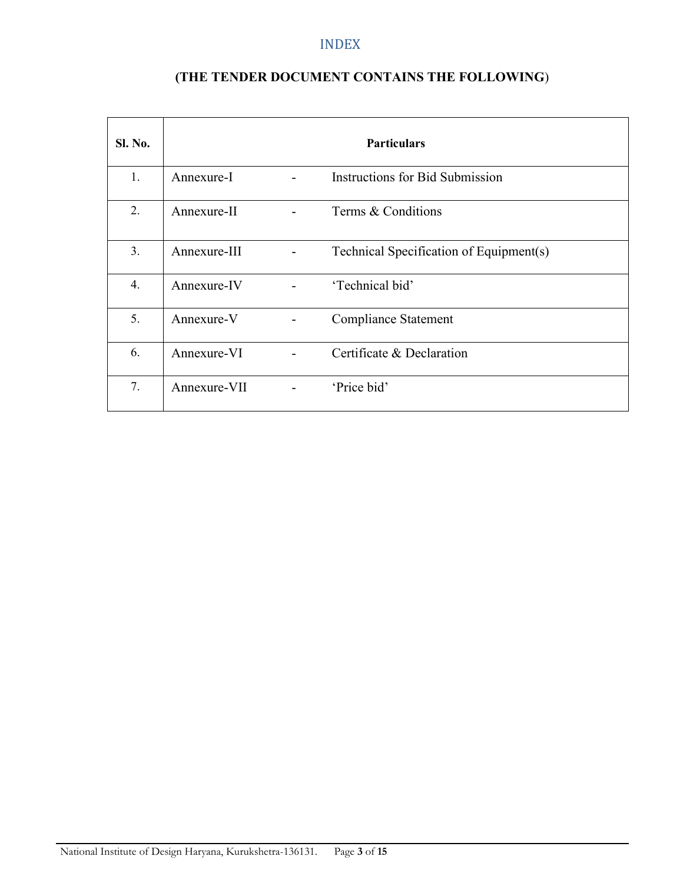# INDEX

**(THE TENDER DOCUMENT CONTAINS THE FOLLOWING)**

| Sl. No. | Particulars | | |
|---|---|---|---|
| 1. | Annexure-I | - | Instructions for Bid Submission |
| 2. | Annexure-II | - | Terms & Conditions |
| 3. | Annexure-III | - | Technical Specification of Equipment(s) |
| 4. | Annexure-IV | - | 'Technical bid' |
| 5. | Annexure-V | - | Compliance Statement |
| 6. | Annexure-VI | - | Certificate & Declaration |
| 7. | Annexure-VII | - | 'Price bid' |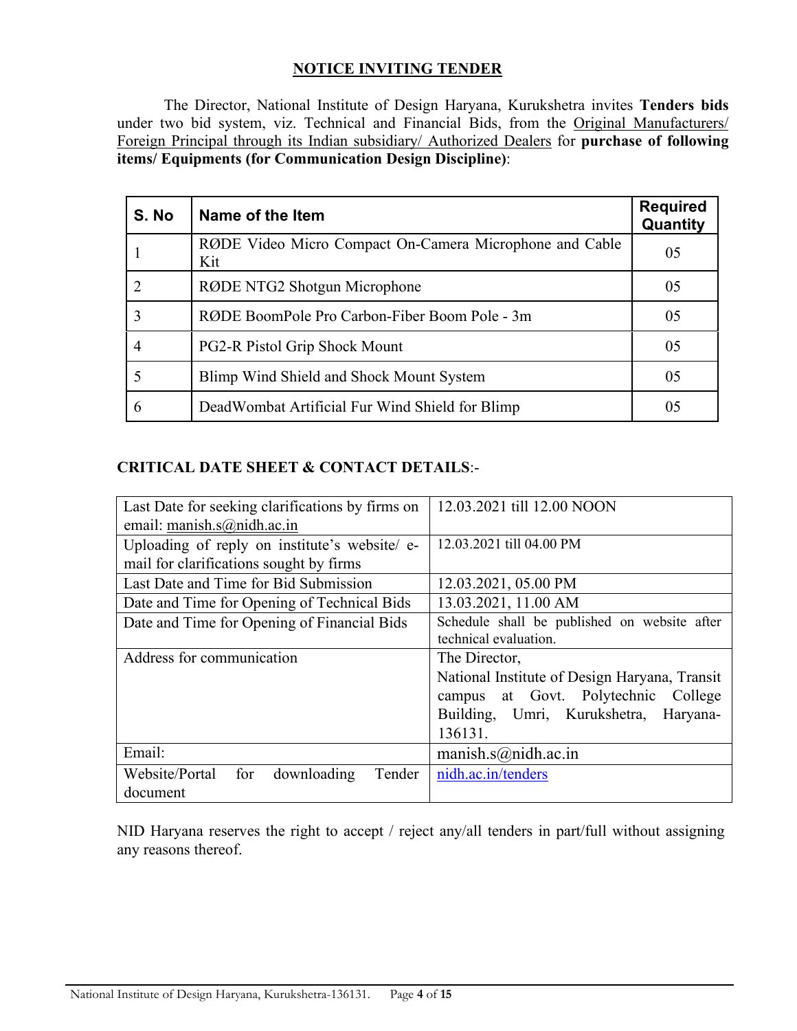## NOTICE INVITING TENDER

The Director, National Institute of Design Haryana, Kurukshetra invites **Tenders bids** under two bid system, viz. Technical and Financial Bids, from the Original Manufacturers/ Foreign Principal through its Indian subsidiary/ Authorized Dealers for **purchase of following items/ Equipments (for Communication Design Discipline)**:

| S. No | Name of the Item | Required Quantity |
|---|---|---|
| 1 | RØDE Video Micro Compact On-Camera Microphone and Cable Kit | 05 |
| 2 | RØDE NTG2 Shotgun Microphone | 05 |
| 3 | RØDE BoomPole Pro Carbon-Fiber Boom Pole - 3m | 05 |
| 4 | PG2-R Pistol Grip Shock Mount | 05 |
| 5 | Blimp Wind Shield and Shock Mount System | 05 |
| 6 | DeadWombat Artificial Fur Wind Shield for Blimp | 05 |

**CRITICAL DATE SHEET & CONTACT DETAILS**:-

| | |
|---|---|
| Last Date for seeking clarifications by firms on email: manish.s@nidh.ac.in | 12.03.2021 till 12.00 NOON |
| Uploading of reply on institute's website/ e-mail for clarifications sought by firms | 12.03.2021 till 04.00 PM |
| Last Date and Time for Bid Submission | 12.03.2021, 05.00 PM |
| Date and Time for Opening of Technical Bids | 13.03.2021, 11.00 AM |
| Date and Time for Opening of Financial Bids | Schedule shall be published on website after technical evaluation. |
| Address for communication | The Director, National Institute of Design Haryana, Transit campus at Govt. Polytechnic College Building, Umri, Kurukshetra, Haryana-136131. |
| Email: | manish.s@nidh.ac.in |
| Website/Portal for downloading Tender document | nidh.ac.in/tenders |

NID Haryana reserves the right to accept / reject any/all tenders in part/full without assigning any reasons thereof.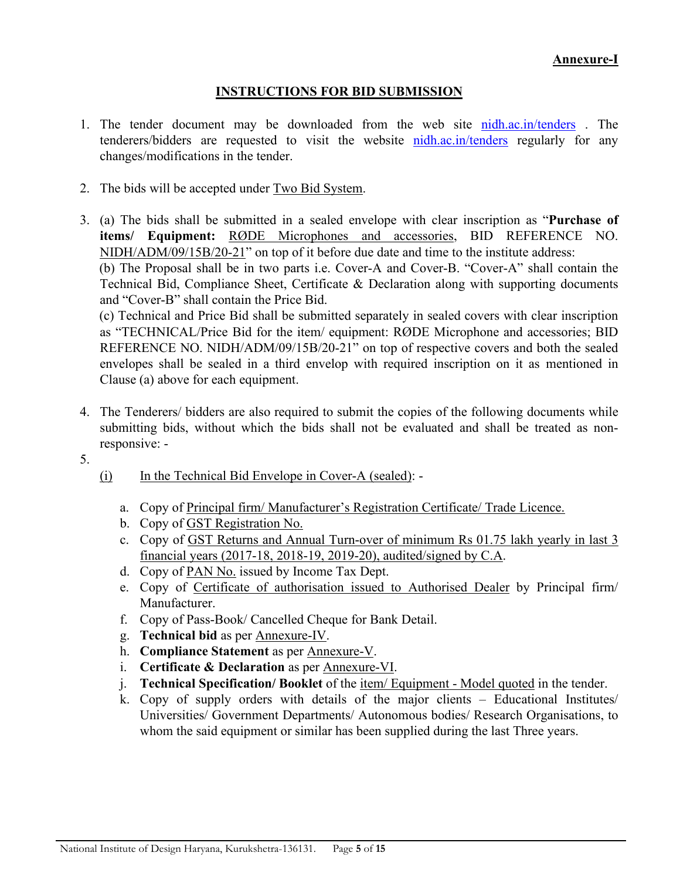**Annexure-I**

## INSTRUCTIONS FOR BID SUBMISSION

1. The tender document may be downloaded from the web site nidh.ac.in/tenders . The tenderers/bidders are requested to visit the website nidh.ac.in/tenders regularly for any changes/modifications in the tender.

2. The bids will be accepted under Two Bid System.

3. (a) The bids shall be submitted in a sealed envelope with clear inscription as "**Purchase of items/ Equipment:** RØDE Microphones and accessories, BID REFERENCE NO. NIDH/ADM/09/15B/20-21" on top of it before due date and time to the institute address:

   (b) The Proposal shall be in two parts i.e. Cover-A and Cover-B. "Cover-A" shall contain the Technical Bid, Compliance Sheet, Certificate & Declaration along with supporting documents and "Cover-B" shall contain the Price Bid.

   (c) Technical and Price Bid shall be submitted separately in sealed covers with clear inscription as "TECHNICAL/Price Bid for the item/ equipment: RØDE Microphone and accessories; BID REFERENCE NO. NIDH/ADM/09/15B/20-21" on top of respective covers and both the sealed envelopes shall be sealed in a third envelop with required inscription on it as mentioned in Clause (a) above for each equipment.

4. The Tenderers/ bidders are also required to submit the copies of the following documents while submitting bids, without which the bids shall not be evaluated and shall be treated as non-responsive: -

5. 
   (i) In the Technical Bid Envelope in Cover-A (sealed): -

      a. Copy of Principal firm/ Manufacturer's Registration Certificate/ Trade Licence.
      b. Copy of GST Registration No.
      c. Copy of GST Returns and Annual Turn-over of minimum Rs 01.75 lakh yearly in last 3 financial years (2017-18, 2018-19, 2019-20), audited/signed by C.A.
      d. Copy of PAN No. issued by Income Tax Dept.
      e. Copy of Certificate of authorisation issued to Authorised Dealer by Principal firm/ Manufacturer.
      f. Copy of Pass-Book/ Cancelled Cheque for Bank Detail.
      g. **Technical bid** as per Annexure-IV.
      h. **Compliance Statement** as per Annexure-V.
      i. **Certificate & Declaration** as per Annexure-VI.
      j. **Technical Specification/ Booklet** of the item/ Equipment - Model quoted in the tender.
      k. Copy of supply orders with details of the major clients – Educational Institutes/ Universities/ Government Departments/ Autonomous bodies/ Research Organisations, to whom the said equipment or similar has been supplied during the last Three years.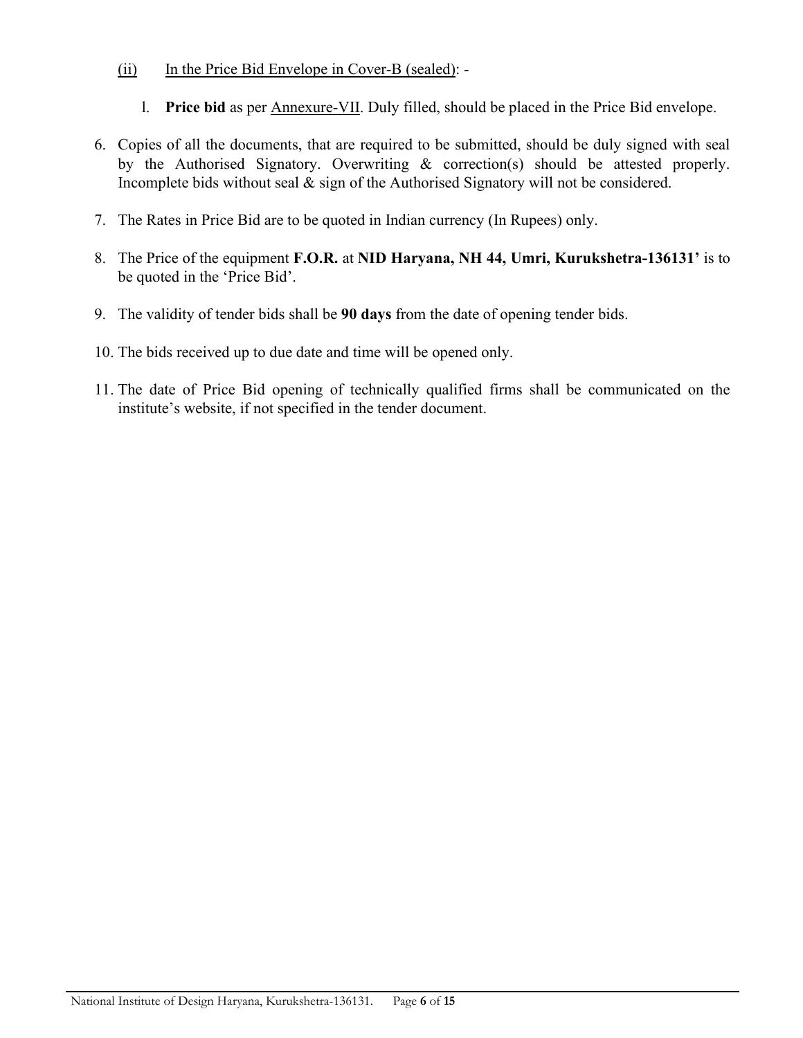(ii) <u>In the Price Bid Envelope in Cover-B (sealed)</u>: -

l. **Price bid** as per <u>Annexure-VII</u>. Duly filled, should be placed in the Price Bid envelope.

6. Copies of all the documents, that are required to be submitted, should be duly signed with seal by the Authorised Signatory. Overwriting & correction(s) should be attested properly. Incomplete bids without seal & sign of the Authorised Signatory will not be considered.

7. The Rates in Price Bid are to be quoted in Indian currency (In Rupees) only.

8. The Price of the equipment **F.O.R.** at **NID Haryana, NH 44, Umri, Kurukshetra-136131'** is to be quoted in the 'Price Bid'.

9. The validity of tender bids shall be **90 days** from the date of opening tender bids.

10. The bids received up to due date and time will be opened only.

11. The date of Price Bid opening of technically qualified firms shall be communicated on the institute's website, if not specified in the tender document.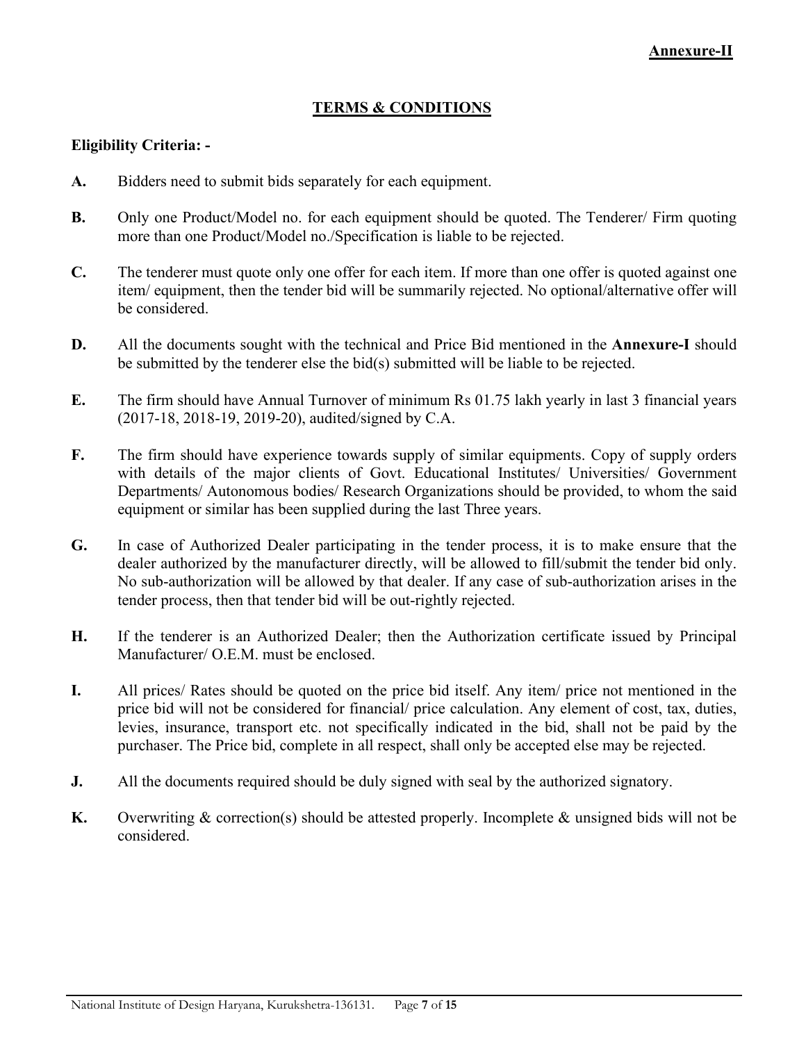**Annexure-II**

## TERMS & CONDITIONS

**Eligibility Criteria: -**

**A.** Bidders need to submit bids separately for each equipment.

**B.** Only one Product/Model no. for each equipment should be quoted. The Tenderer/ Firm quoting more than one Product/Model no./Specification is liable to be rejected.

**C.** The tenderer must quote only one offer for each item. If more than one offer is quoted against one item/ equipment, then the tender bid will be summarily rejected. No optional/alternative offer will be considered.

**D.** All the documents sought with the technical and Price Bid mentioned in the **Annexure-I** should be submitted by the tenderer else the bid(s) submitted will be liable to be rejected.

**E.** The firm should have Annual Turnover of minimum Rs 01.75 lakh yearly in last 3 financial years (2017-18, 2018-19, 2019-20), audited/signed by C.A.

**F.** The firm should have experience towards supply of similar equipments. Copy of supply orders with details of the major clients of Govt. Educational Institutes/ Universities/ Government Departments/ Autonomous bodies/ Research Organizations should be provided, to whom the said equipment or similar has been supplied during the last Three years.

**G.** In case of Authorized Dealer participating in the tender process, it is to make ensure that the dealer authorized by the manufacturer directly, will be allowed to fill/submit the tender bid only. No sub-authorization will be allowed by that dealer. If any case of sub-authorization arises in the tender process, then that tender bid will be out-rightly rejected.

**H.** If the tenderer is an Authorized Dealer; then the Authorization certificate issued by Principal Manufacturer/ O.E.M. must be enclosed.

**I.** All prices/ Rates should be quoted on the price bid itself. Any item/ price not mentioned in the price bid will not be considered for financial/ price calculation. Any element of cost, tax, duties, levies, insurance, transport etc. not specifically indicated in the bid, shall not be paid by the purchaser. The Price bid, complete in all respect, shall only be accepted else may be rejected.

**J.** All the documents required should be duly signed with seal by the authorized signatory.

**K.** Overwriting & correction(s) should be attested properly. Incomplete & unsigned bids will not be considered.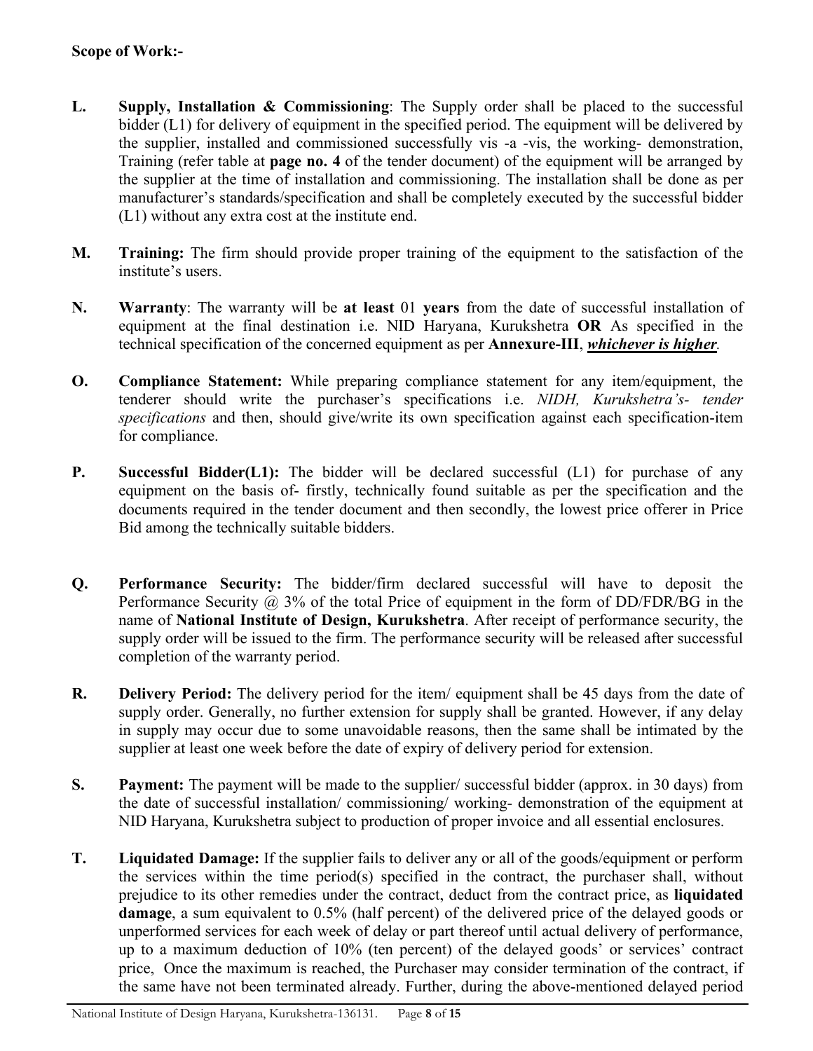**Scope of Work:-**

**L. Supply, Installation & Commissioning**: The Supply order shall be placed to the successful bidder (L1) for delivery of equipment in the specified period. The equipment will be delivered by the supplier, installed and commissioned successfully vis -a -vis, the working- demonstration, Training (refer table at **page no. 4** of the tender document) of the equipment will be arranged by the supplier at the time of installation and commissioning. The installation shall be done as per manufacturer's standards/specification and shall be completely executed by the successful bidder (L1) without any extra cost at the institute end.

**M. Training:** The firm should provide proper training of the equipment to the satisfaction of the institute's users.

**N. Warranty**: The warranty will be **at least** 01 **years** from the date of successful installation of equipment at the final destination i.e. NID Haryana, Kurukshetra **OR** As specified in the technical specification of the concerned equipment as per **Annexure-III**, ***whichever is higher***.

**O. Compliance Statement:** While preparing compliance statement for any item/equipment, the tenderer should write the purchaser's specifications i.e. *NIDH, Kurukshetra's- tender specifications* and then, should give/write its own specification against each specification-item for compliance.

**P. Successful Bidder(L1):** The bidder will be declared successful (L1) for purchase of any equipment on the basis of- firstly, technically found suitable as per the specification and the documents required in the tender document and then secondly, the lowest price offerer in Price Bid among the technically suitable bidders.

**Q. Performance Security:** The bidder/firm declared successful will have to deposit the Performance Security @ 3% of the total Price of equipment in the form of DD/FDR/BG in the name of **National Institute of Design, Kurukshetra**. After receipt of performance security, the supply order will be issued to the firm. The performance security will be released after successful completion of the warranty period.

**R. Delivery Period:** The delivery period for the item/ equipment shall be 45 days from the date of supply order. Generally, no further extension for supply shall be granted. However, if any delay in supply may occur due to some unavoidable reasons, then the same shall be intimated by the supplier at least one week before the date of expiry of delivery period for extension.

**S. Payment:** The payment will be made to the supplier/ successful bidder (approx. in 30 days) from the date of successful installation/ commissioning/ working- demonstration of the equipment at NID Haryana, Kurukshetra subject to production of proper invoice and all essential enclosures.

**T. Liquidated Damage:** If the supplier fails to deliver any or all of the goods/equipment or perform the services within the time period(s) specified in the contract, the purchaser shall, without prejudice to its other remedies under the contract, deduct from the contract price, as **liquidated damage**, a sum equivalent to 0.5% (half percent) of the delivered price of the delayed goods or unperformed services for each week of delay or part thereof until actual delivery of performance, up to a maximum deduction of 10% (ten percent) of the delayed goods' or services' contract price, Once the maximum is reached, the Purchaser may consider termination of the contract, if the same have not been terminated already. Further, during the above-mentioned delayed period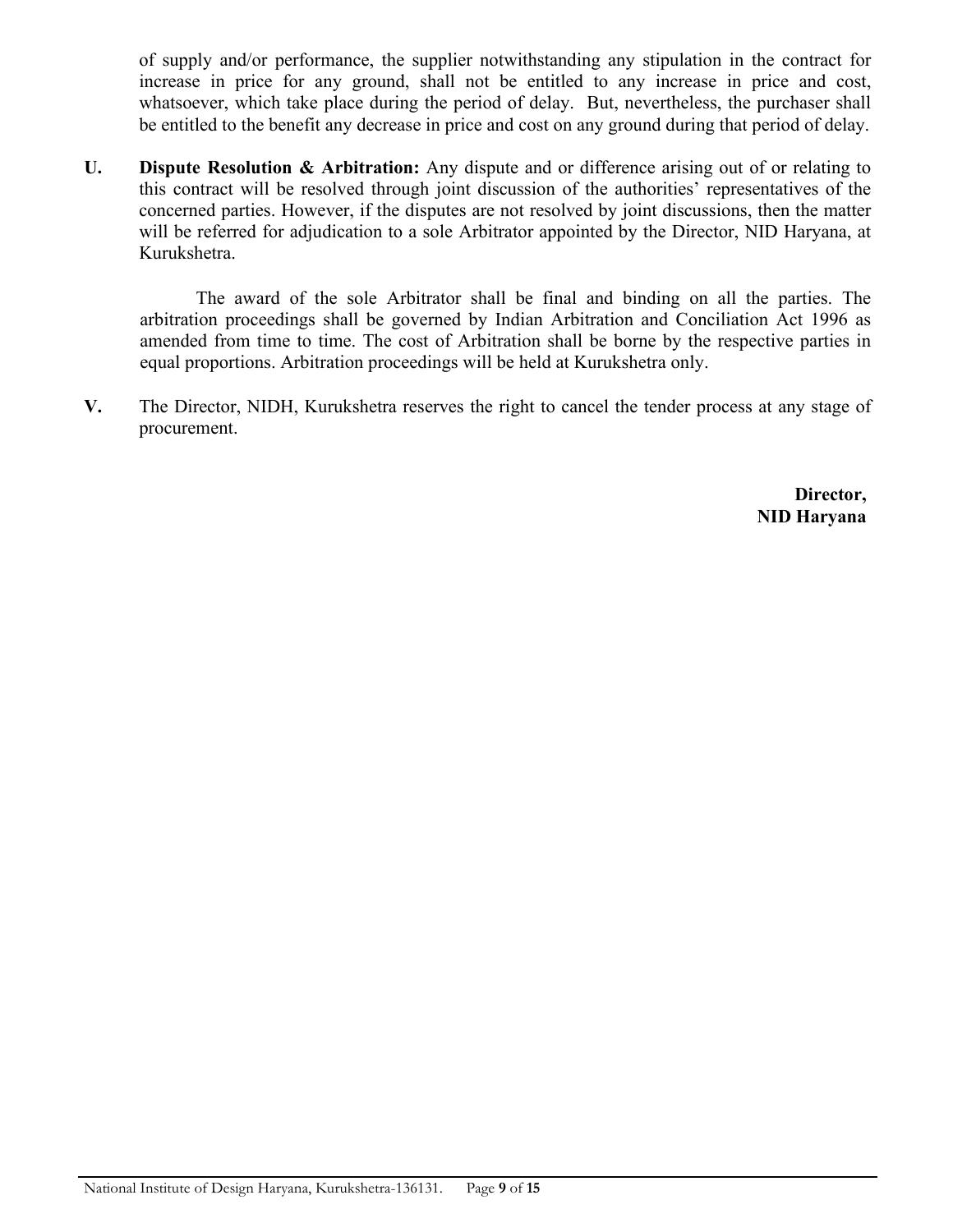of supply and/or performance, the supplier notwithstanding any stipulation in the contract for increase in price for any ground, shall not be entitled to any increase in price and cost, whatsoever, which take place during the period of delay. But, nevertheless, the purchaser shall be entitled to the benefit any decrease in price and cost on any ground during that period of delay.

**U.** **Dispute Resolution & Arbitration:** Any dispute and or difference arising out of or relating to this contract will be resolved through joint discussion of the authorities' representatives of the concerned parties. However, if the disputes are not resolved by joint discussions, then the matter will be referred for adjudication to a sole Arbitrator appointed by the Director, NID Haryana, at Kurukshetra.

The award of the sole Arbitrator shall be final and binding on all the parties. The arbitration proceedings shall be governed by Indian Arbitration and Conciliation Act 1996 as amended from time to time. The cost of Arbitration shall be borne by the respective parties in equal proportions. Arbitration proceedings will be held at Kurukshetra only.

**V.** The Director, NIDH, Kurukshetra reserves the right to cancel the tender process at any stage of procurement.

**Director,**
**NID Haryana**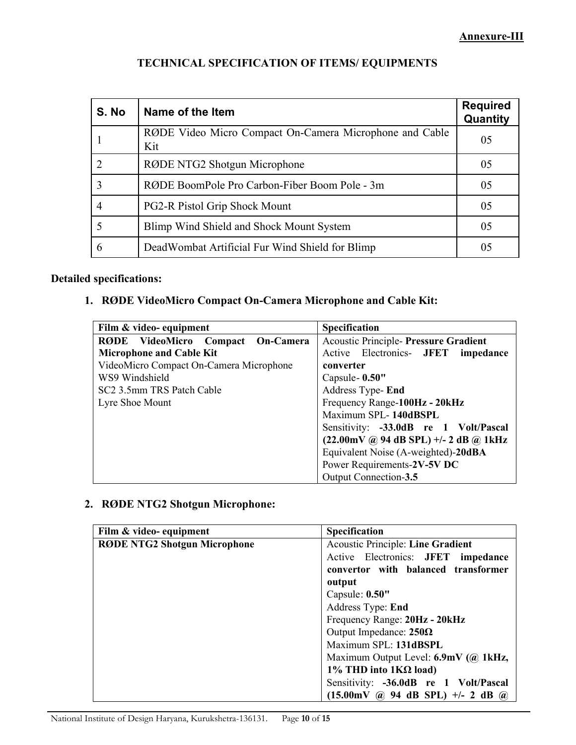**Annexure-III**

## TECHNICAL SPECIFICATION OF ITEMS/ EQUIPMENTS

| S. No | Name of the Item | Required Quantity |
|---|---|---|
| 1 | RØDE Video Micro Compact On-Camera Microphone and Cable Kit | 05 |
| 2 | RØDE NTG2 Shotgun Microphone | 05 |
| 3 | RØDE BoomPole Pro Carbon-Fiber Boom Pole - 3m | 05 |
| 4 | PG2-R Pistol Grip Shock Mount | 05 |
| 5 | Blimp Wind Shield and Shock Mount System | 05 |
| 6 | DeadWombat Artificial Fur Wind Shield for Blimp | 05 |

**Detailed specifications:**

### 1. RØDE VideoMicro Compact On-Camera Microphone and Cable Kit:

| Film & video- equipment | Specification |
|---|---|
| **RØDE VideoMicro Compact On-Camera Microphone and Cable Kit**<br>VideoMicro Compact On-Camera Microphone<br>WS9 Windshield<br>SC2 3.5mm TRS Patch Cable<br>Lyre Shoe Mount | Acoustic Principle- **Pressure Gradient**<br>Active Electronics- **JFET impedance converter**<br>Capsule- **0.50"**<br>Address Type- **End**<br>Frequency Range-**100Hz - 20kHz**<br>Maximum SPL- **140dBSPL**<br>Sensitivity: **-33.0dB re 1 Volt/Pascal (22.00mV @ 94 dB SPL) +/- 2 dB @ 1kHz**<br>Equivalent Noise (A-weighted)-**20dBA**<br>Power Requirements-**2V-5V DC**<br>Output Connection-**3.5** |

### 2. RØDE NTG2 Shotgun Microphone:

| Film & video- equipment | Specification |
|---|---|
| **RØDE NTG2 Shotgun Microphone** | Acoustic Principle: **Line Gradient**<br>Active Electronics: **JFET impedance convertor with balanced transformer output**<br>Capsule: **0.50"**<br>Address Type: **End**<br>Frequency Range: **20Hz - 20kHz**<br>Output Impedance: **250Ω**<br>Maximum SPL: **131dBSPL**<br>Maximum Output Level: **6.9mV (@ 1kHz, 1% THD into 1KΩ load)**<br>Sensitivity: **-36.0dB re 1 Volt/Pascal (15.00mV @ 94 dB SPL) +/- 2 dB @** |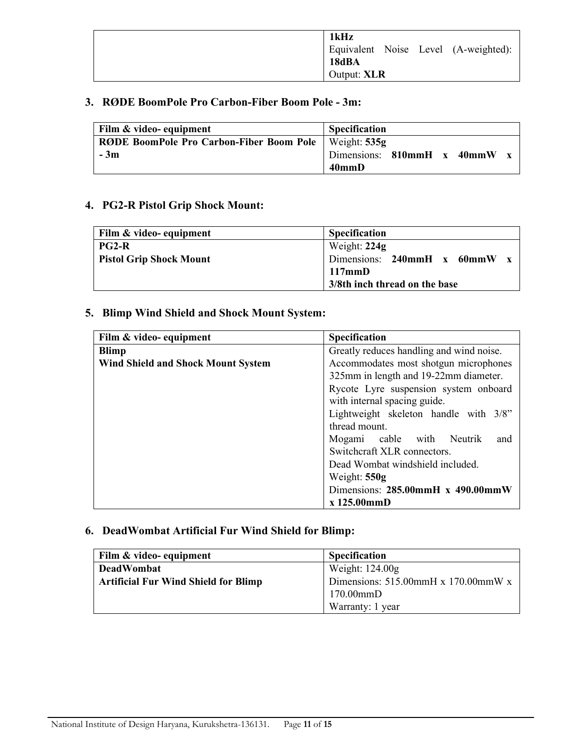| | |
|---|---|
| | **1kHz**<br>Equivalent Noise Level (A-weighted): **18dBA**<br>Output: **XLR** |

### 3. RØDE BoomPole Pro Carbon-Fiber Boom Pole - 3m:

| Film & video- equipment | Specification |
|---|---|
| **RØDE BoomPole Pro Carbon-Fiber Boom Pole - 3m** | Weight: **535g**<br>Dimensions: **810mmH x 40mmW x 40mmD** |

### 4. PG2-R Pistol Grip Shock Mount:

| Film & video- equipment | Specification |
|---|---|
| **PG2-R**<br>**Pistol Grip Shock Mount** | Weight: **224g**<br>Dimensions: **240mmH x 60mmW x 117mmD**<br>**3/8th inch thread on the base** |

### 5. Blimp Wind Shield and Shock Mount System:

| Film & video- equipment | Specification |
|---|---|
| **Blimp**<br>**Wind Shield and Shock Mount System** | Greatly reduces handling and wind noise.<br>Accommodates most shotgun microphones 325mm in length and 19-22mm diameter.<br>Rycote Lyre suspension system onboard with internal spacing guide.<br>Lightweight skeleton handle with 3/8" thread mount.<br>Mogami cable with Neutrik and Switchcraft XLR connectors.<br>Dead Wombat windshield included.<br>Weight: **550g**<br>Dimensions: **285.00mmH x 490.00mmW x 125.00mmD** |

### 6. DeadWombat Artificial Fur Wind Shield for Blimp:

| Film & video- equipment | Specification |
|---|---|
| **DeadWombat**<br>**Artificial Fur Wind Shield for Blimp** | Weight: 124.00g<br>Dimensions: 515.00mmH x 170.00mmW x 170.00mmD<br>Warranty: 1 year |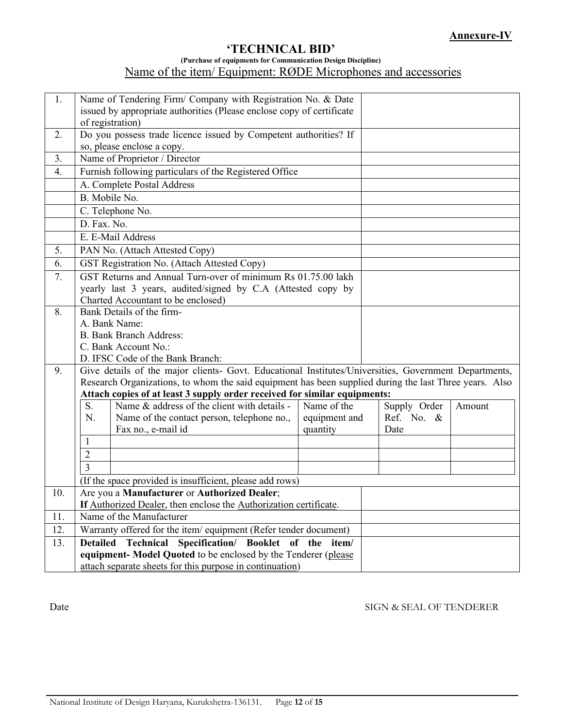**Annexure-IV**

# 'TECHNICAL BID'

**(Purchase of equipments for Communication Design Discipline)**

## Name of the item/ Equipment: RØDE Microphones and accessories

| | | |
|---|---|---|
| 1. | Name of Tendering Firm/ Company with Registration No. & Date issued by appropriate authorities (Please enclose copy of certificate of registration) | |
| 2. | Do you possess trade licence issued by Competent authorities? If so, please enclose a copy. | |
| 3. | Name of Proprietor / Director | |
| 4. | Furnish following particulars of the Registered Office | |
| | A. Complete Postal Address | |
| | B. Mobile No. | |
| | C. Telephone No. | |
| | D. Fax. No. | |
| | E. E-Mail Address | |
| 5. | PAN No. (Attach Attested Copy) | |
| 6. | GST Registration No. (Attach Attested Copy) | |
| 7. | GST Returns and Annual Turn-over of minimum Rs 01.75.00 lakh yearly last 3 years, audited/signed by C.A (Attested copy by Charted Accountant to be enclosed) | |
| 8. | Bank Details of the firm-<br>A. Bank Name:<br>B. Bank Branch Address:<br>C. Bank Account No.:<br>D. IFSC Code of the Bank Branch: | |
| 9. | Give details of the major clients- Govt. Educational Institutes/Universities, Government Departments, Research Organizations, to whom the said equipment has been supplied during the last Three years. Also **Attach copies of at least 3 supply order received for similar equipments:** | |

| S. N. | Name & address of the client with details - Name of the contact person, telephone no., Fax no., e-mail id | Name of the equipment and quantity | Supply Order Ref. No. & Date | Amount |
|---|---|---|---|---|
| 1 | | | | |
| 2 | | | | |
| 3 | | | | |

(If the space provided is insufficient, please add rows)

| | | |
|---|---|---|
| 10. | Are you a **Manufacturer** or **Authorized Dealer**;<br>**If** Authorized Dealer, then enclose the Authorization certificate. | |
| 11. | Name of the Manufacturer | |
| 12. | Warranty offered for the item/ equipment (Refer tender document) | |
| 13. | **Detailed Technical Specification/ Booklet of the item/ equipment- Model Quoted** to be enclosed by the Tenderer (please attach separate sheets for this purpose in continuation) | |

Date

SIGN & SEAL OF TENDERER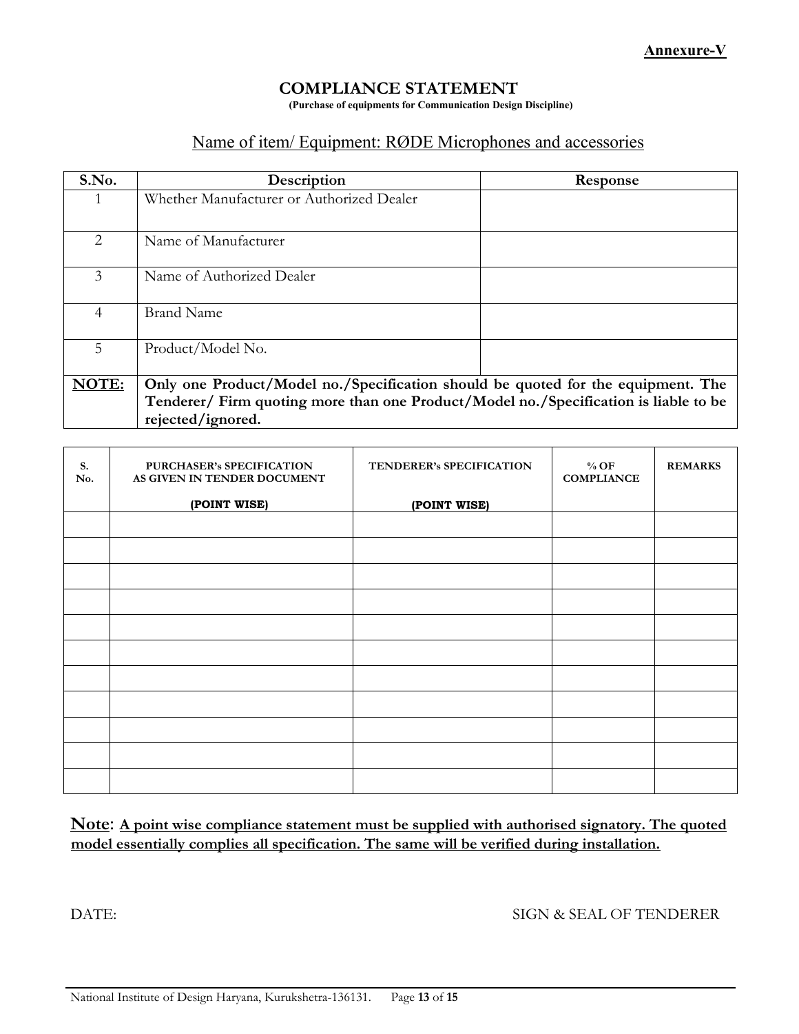**Annexure-V**

# COMPLIANCE STATEMENT

**(Purchase of equipments for Communication Design Discipline)**

## Name of item/ Equipment: RØDE Microphones and accessories

| S.No. | Description | Response |
|---|---|---|
| 1 | Whether Manufacturer or Authorized Dealer | |
| 2 | Name of Manufacturer | |
| 3 | Name of Authorized Dealer | |
| 4 | Brand Name | |
| 5 | Product/Model No. | |
| **NOTE:** | **Only one Product/Model no./Specification should be quoted for the equipment. The Tenderer/ Firm quoting more than one Product/Model no./Specification is liable to be rejected/ignored.** | |

| S. No. | PURCHASER's SPECIFICATION AS GIVEN IN TENDER DOCUMENT (POINT WISE) | TENDERER's SPECIFICATION (POINT WISE) | % OF COMPLIANCE | REMARKS |
|---|---|---|---|---|
| | | | | |
| | | | | |
| | | | | |
| | | | | |
| | | | | |
| | | | | |
| | | | | |
| | | | | |
| | | | | |
| | | | | |
| | | | | |

**Note**: **A point wise compliance statement must be supplied with authorised signatory. The quoted model essentially complies all specification. The same will be verified during installation.**

DATE: SIGN & SEAL OF TENDERER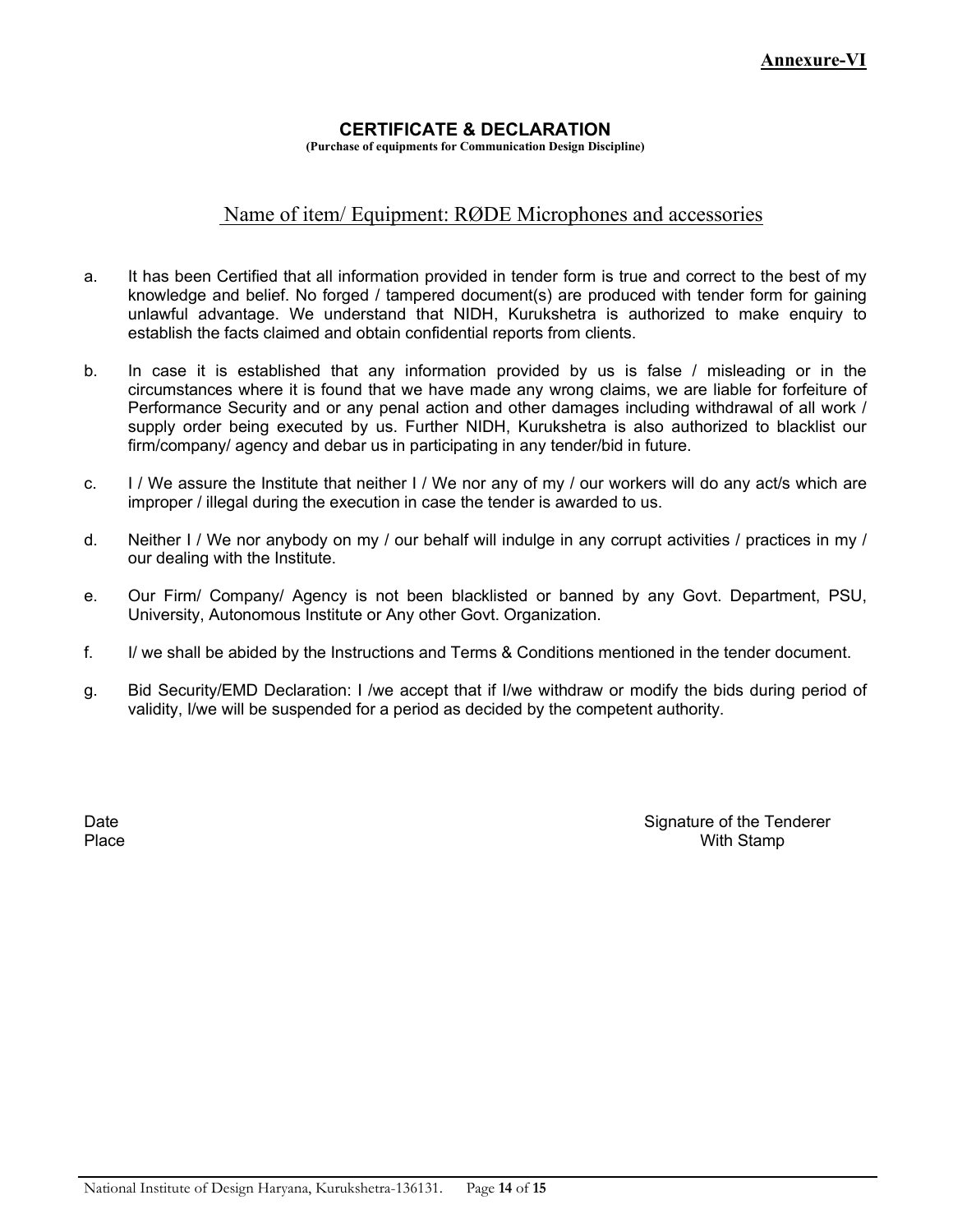**Annexure-VI**

## CERTIFICATE & DECLARATION

**(Purchase of equipments for Communication Design Discipline)**

Name of item/ Equipment: RØDE Microphones and accessories

a. It has been Certified that all information provided in tender form is true and correct to the best of my knowledge and belief. No forged / tampered document(s) are produced with tender form for gaining unlawful advantage. We understand that NIDH, Kurukshetra is authorized to make enquiry to establish the facts claimed and obtain confidential reports from clients.

b. In case it is established that any information provided by us is false / misleading or in the circumstances where it is found that we have made any wrong claims, we are liable for forfeiture of Performance Security and or any penal action and other damages including withdrawal of all work / supply order being executed by us. Further NIDH, Kurukshetra is also authorized to blacklist our firm/company/ agency and debar us in participating in any tender/bid in future.

c. I / We assure the Institute that neither I / We nor any of my / our workers will do any act/s which are improper / illegal during the execution in case the tender is awarded to us.

d. Neither I / We nor anybody on my / our behalf will indulge in any corrupt activities / practices in my / our dealing with the Institute.

e. Our Firm/ Company/ Agency is not been blacklisted or banned by any Govt. Department, PSU, University, Autonomous Institute or Any other Govt. Organization.

f. I/ we shall be abided by the Instructions and Terms & Conditions mentioned in the tender document.

g. Bid Security/EMD Declaration: I /we accept that if I/we withdraw or modify the bids during period of validity, I/we will be suspended for a period as decided by the competent authority.

Date
Place

Signature of the Tenderer
With Stamp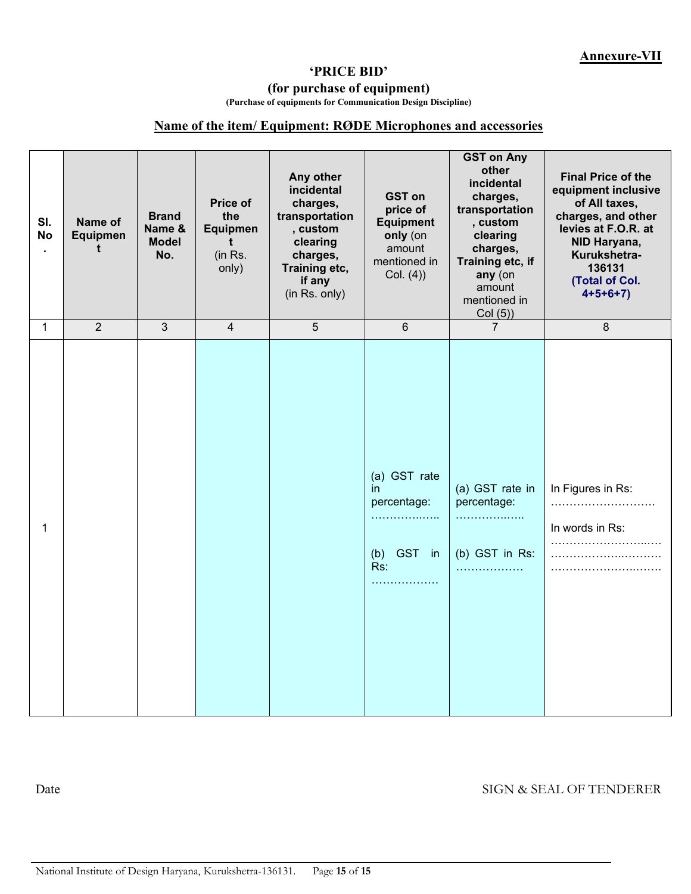**Annexure-VII**

# 'PRICE BID'

## (for purchase of equipment)

**(Purchase of equipments for Communication Design Discipline)**

**Name of the item/ Equipment: RØDE Microphones and accessories**

| Sl. No. | Name of Equipment | Brand Name & Model No. | Price of the Equipment (in Rs. only) | Any other incidental charges, transportation, custom clearing charges, Training etc, if any (in Rs. only) | GST on price of Equipment only (on amount mentioned in Col. (4)) | GST on Any other incidental charges, transportation, custom clearing charges, Training etc, if any (on amount mentioned in Col (5)) | Final Price of the equipment inclusive of All taxes, charges, and other levies at F.O.R. at NID Haryana, Kurukshetra-136131 (Total of Col. 4+5+6+7) |
|---|---|---|---|---|---|---|---|
| 1 | 2 | 3 | 4 | 5 | 6 | 7 | 8 |
| 1 | | | | | (a) GST rate in percentage: ……………..… (b) GST in Rs: ……………… | (a) GST rate in percentage: ……………..… (b) GST in Rs: ……………… | In Figures in Rs: ……………………… In words in Rs: ……………………..… ……………..………… ………………….……… |

Date

SIGN & SEAL OF TENDERER